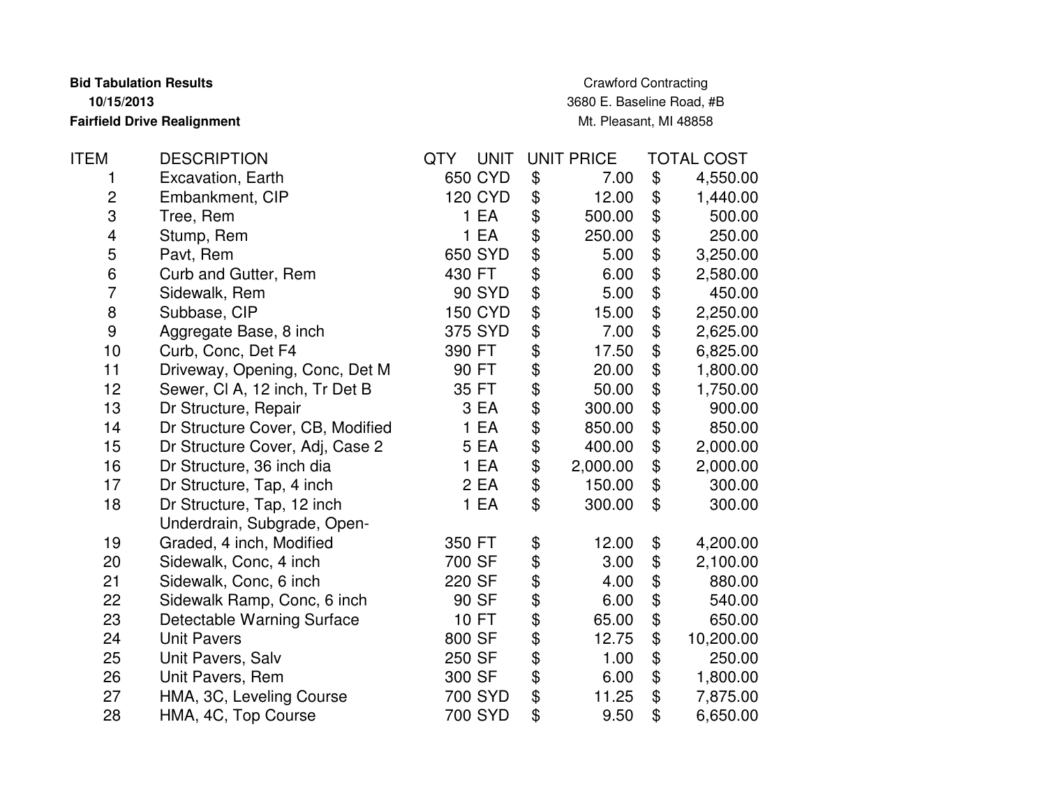**Bid Tabulation Results**
**10/15/2013**
**Fairfield Drive Realignment**

Crawford Contracting
3680 E. Baseline Road, #B
Mt. Pleasant, MI 48858

| ITEM | DESCRIPTION | QTY | UNIT | UNIT PRICE | TOTAL COST |
|---|---|---|---|---|---|
| 1 | Excavation, Earth | 650 | CYD | $ 7.00 | $ 4,550.00 |
| 2 | Embankment, CIP | 120 | CYD | $ 12.00 | $ 1,440.00 |
| 3 | Tree, Rem | 1 | EA | $ 500.00 | $ 500.00 |
| 4 | Stump, Rem | 1 | EA | $ 250.00 | $ 250.00 |
| 5 | Pavt, Rem | 650 | SYD | $ 5.00 | $ 3,250.00 |
| 6 | Curb and Gutter, Rem | 430 | FT | $ 6.00 | $ 2,580.00 |
| 7 | Sidewalk, Rem | 90 | SYD | $ 5.00 | $ 450.00 |
| 8 | Subbase, CIP | 150 | CYD | $ 15.00 | $ 2,250.00 |
| 9 | Aggregate Base, 8 inch | 375 | SYD | $ 7.00 | $ 2,625.00 |
| 10 | Curb, Conc, Det F4 | 390 | FT | $ 17.50 | $ 6,825.00 |
| 11 | Driveway, Opening, Conc, Det M | 90 | FT | $ 20.00 | $ 1,800.00 |
| 12 | Sewer, Cl A, 12 inch, Tr Det B | 35 | FT | $ 50.00 | $ 1,750.00 |
| 13 | Dr Structure, Repair | 3 | EA | $ 300.00 | $ 900.00 |
| 14 | Dr Structure Cover, CB, Modified | 1 | EA | $ 850.00 | $ 850.00 |
| 15 | Dr Structure Cover, Adj, Case 2 | 5 | EA | $ 400.00 | $ 2,000.00 |
| 16 | Dr Structure, 36 inch dia | 1 | EA | $ 2,000.00 | $ 2,000.00 |
| 17 | Dr Structure, Tap, 4 inch | 2 | EA | $ 150.00 | $ 300.00 |
| 18 | Dr Structure, Tap, 12 inch | 1 | EA | $ 300.00 | $ 300.00 |
| 19 | Underdrain, Subgrade, Open-Graded, 4 inch, Modified | 350 | FT | $ 12.00 | $ 4,200.00 |
| 20 | Sidewalk, Conc, 4 inch | 700 | SF | $ 3.00 | $ 2,100.00 |
| 21 | Sidewalk, Conc, 6 inch | 220 | SF | $ 4.00 | $ 880.00 |
| 22 | Sidewalk Ramp, Conc, 6 inch | 90 | SF | $ 6.00 | $ 540.00 |
| 23 | Detectable Warning Surface | 10 | FT | $ 65.00 | $ 650.00 |
| 24 | Unit Pavers | 800 | SF | $ 12.75 | $ 10,200.00 |
| 25 | Unit Pavers, Salv | 250 | SF | $ 1.00 | $ 250.00 |
| 26 | Unit Pavers, Rem | 300 | SF | $ 6.00 | $ 1,800.00 |
| 27 | HMA, 3C, Leveling Course | 700 | SYD | $ 11.25 | $ 7,875.00 |
| 28 | HMA, 4C, Top Course | 700 | SYD | $ 9.50 | $ 6,650.00 |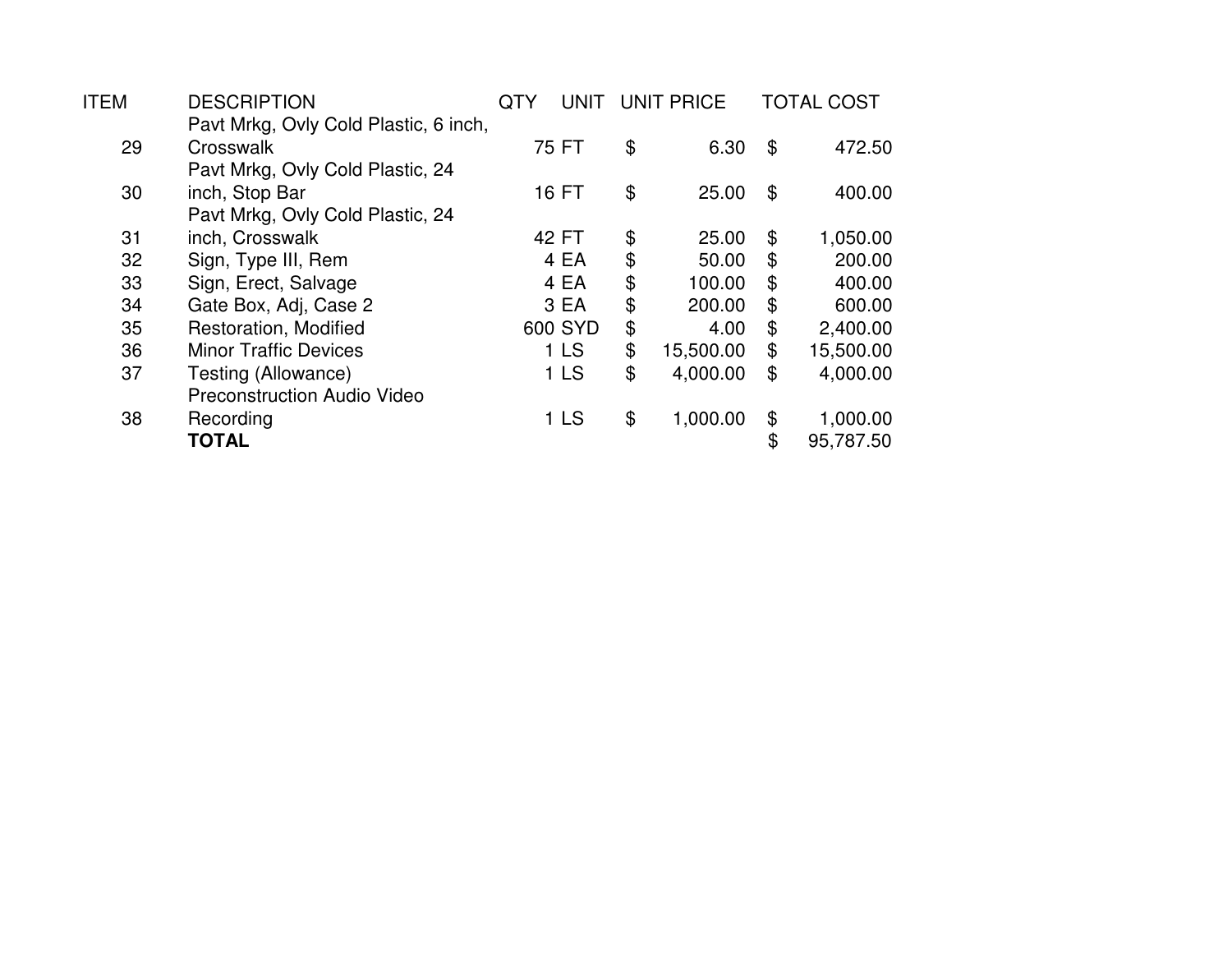| ITEM | DESCRIPTION | QTY | UNIT | UNIT PRICE | TOTAL COST |
|---|---|---|---|---|---|
| 29 | Pavt Mrkg, Ovly Cold Plastic, 6 inch, Crosswalk | 75 | FT | $ 6.30 | $ 472.50 |
| 30 | Pavt Mrkg, Ovly Cold Plastic, 24 inch, Stop Bar | 16 | FT | $ 25.00 | $ 400.00 |
| 31 | Pavt Mrkg, Ovly Cold Plastic, 24 inch, Crosswalk | 42 | FT | $ 25.00 | $ 1,050.00 |
| 32 | Sign, Type III, Rem | 4 | EA | $ 50.00 | $ 200.00 |
| 33 | Sign, Erect, Salvage | 4 | EA | $ 100.00 | $ 400.00 |
| 34 | Gate Box, Adj, Case 2 | 3 | EA | $ 200.00 | $ 600.00 |
| 35 | Restoration, Modified | 600 | SYD | $ 4.00 | $ 2,400.00 |
| 36 | Minor Traffic Devices | 1 | LS | $ 15,500.00 | $ 15,500.00 |
| 37 | Testing (Allowance) | 1 | LS | $ 4,000.00 | $ 4,000.00 |
| 38 | Preconstruction Audio Video Recording | 1 | LS | $ 1,000.00 | $ 1,000.00 |
| | **TOTAL** | | | | $ 95,787.50 |